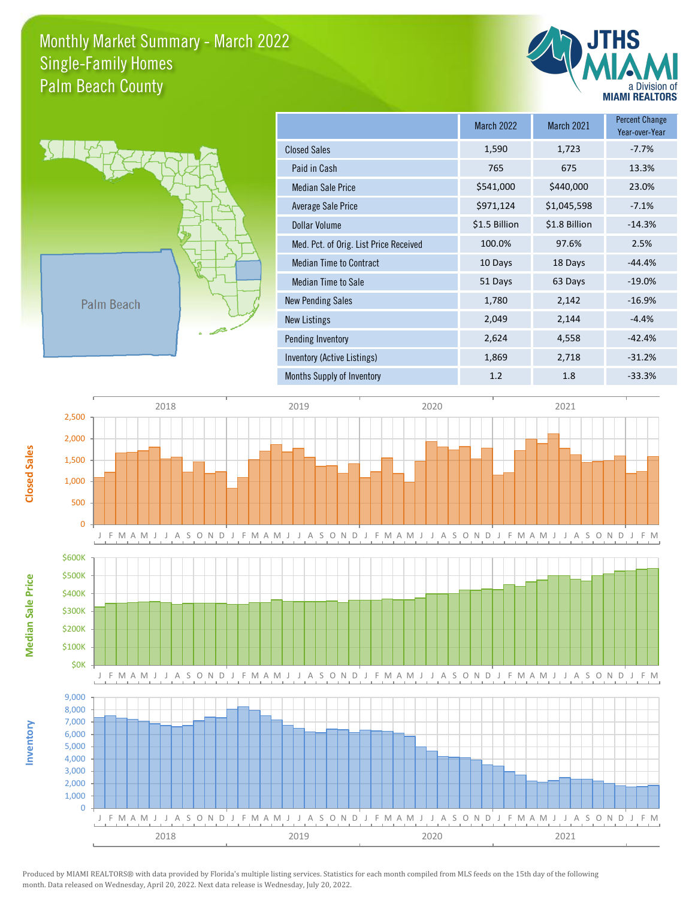# Monthly Market Summary - March 2022
## Single-Family Homes
## Palm Beach County

| | March 2022 | March 2021 | Percent Change Year-over-Year |
|---|---|---|---|
| Closed Sales | 1,590 | 1,723 | -7.7% |
| Paid in Cash | 765 | 675 | 13.3% |
| Median Sale Price | $541,000 | $440,000 | 23.0% |
| Average Sale Price | $971,124 | $1,045,598 | -7.1% |
| Dollar Volume | $1.5 Billion | $1.8 Billion | -14.3% |
| Med. Pct. of Orig. List Price Received | 100.0% | 97.6% | 2.5% |
| Median Time to Contract | 10 Days | 18 Days | -44.4% |
| Median Time to Sale | 51 Days | 63 Days | -19.0% |
| New Pending Sales | 1,780 | 2,142 | -16.9% |
| New Listings | 2,049 | 2,144 | -4.4% |
| Pending Inventory | 2,624 | 4,558 | -42.4% |
| Inventory (Active Listings) | 1,869 | 2,718 | -31.2% |
| Months Supply of Inventory | 1.2 | 1.8 | -33.3% |

Produced by MIAMI REALTORS® with data provided by Florida's multiple listing services. Statistics for each month compiled from MLS feeds on the 15th day of the following month. Data released on Wednesday, April 20, 2022. Next data release is Wednesday, July 20, 2022.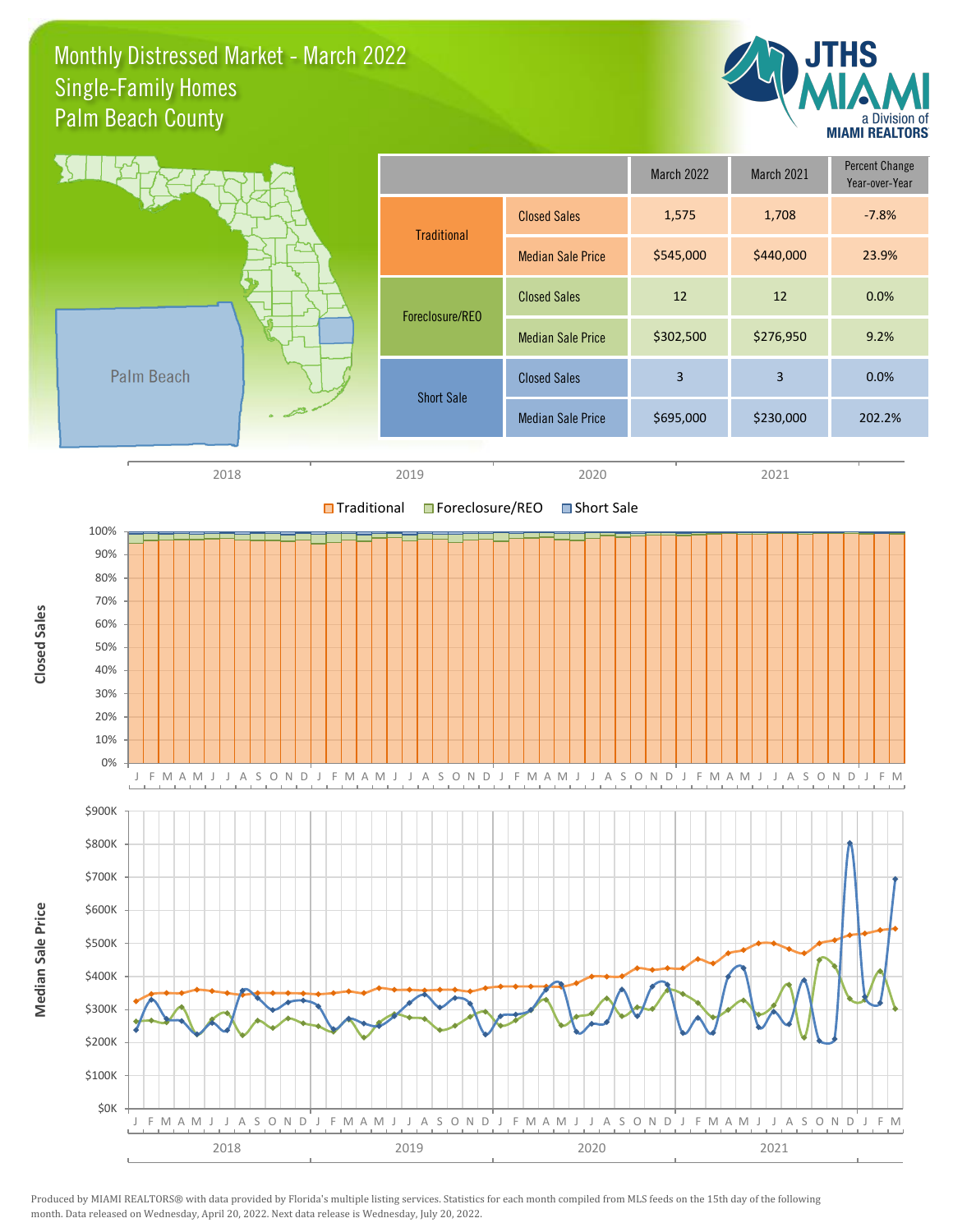# Monthly Distressed Market - March 2022
## Single-Family Homes
## Palm Beach County

JTHS MIAMI a Division of MIAMI REALTORS

Palm Beach

| | | March 2022 | March 2021 | Percent Change Year-over-Year |
|---|---|---|---|---|
| Traditional | Closed Sales | 1,575 | 1,708 | -7.8% |
| | Median Sale Price | $545,000 | $440,000 | 23.9% |
| Foreclosure/REO | Closed Sales | 12 | 12 | 0.0% |
| | Median Sale Price | $302,500 | $276,950 | 9.2% |
| Short Sale | Closed Sales | 3 | 3 | 0.0% |
| | Median Sale Price | $695,000 | $230,000 | 202.2% |

2018 2019 2020 2021

Traditional Foreclosure/REO Short Sale

Closed Sales

100% 90% 80% 70% 60% 50% 40% 30% 20% 10% 0%

J F M A M J J A S O N D J F M A M J J A S O N D J F M A M J J A S O N D J F M A M J J A S O N D J F M

Median Sale Price

$900K $800K $700K $600K $500K $400K $300K $200K $100K $0K

J F M A M J J A S O N D J F M A M J J A S O N D J F M A M J J A S O N D J F M A M J J A S O N D J F M

2018 2019 2020 2021

Produced by MIAMI REALTORS® with data provided by Florida's multiple listing services. Statistics for each month compiled from MLS feeds on the 15th day of the following month. Data released on Wednesday, April 20, 2022. Next data release is Wednesday, July 20, 2022.